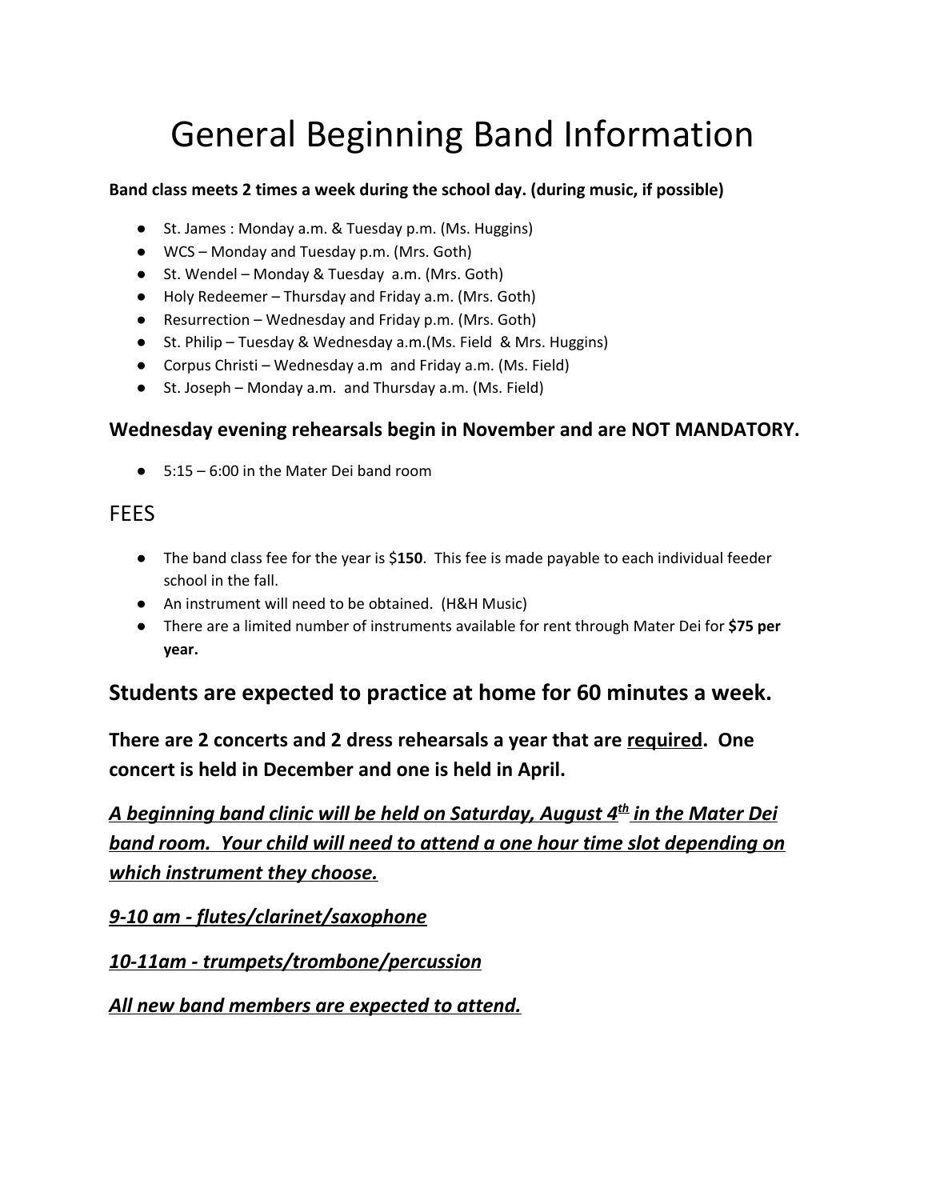# General Beginning Band Information

**Band class meets 2 times a week during the school day. (during music, if possible)**

- St. James : Monday a.m. & Tuesday p.m. (Ms. Huggins)
- WCS – Monday and Tuesday p.m. (Mrs. Goth)
- St. Wendel – Monday & Tuesday a.m. (Mrs. Goth)
- Holy Redeemer – Thursday and Friday a.m. (Mrs. Goth)
- Resurrection – Wednesday and Friday p.m. (Mrs. Goth)
- St. Philip – Tuesday & Wednesday a.m.(Ms. Field & Mrs. Huggins)
- Corpus Christi – Wednesday a.m and Friday a.m. (Ms. Field)
- St. Joseph – Monday a.m. and Thursday a.m. (Ms. Field)

### Wednesday evening rehearsals begin in November and are NOT MANDATORY.

- 5:15 – 6:00 in the Mater Dei band room

## FEES

- The band class fee for the year is $**150**. This fee is made payable to each individual feeder school in the fall.
- An instrument will need to be obtained. (H&H Music)
- There are a limited number of instruments available for rent through Mater Dei for **$75 per year.**

### Students are expected to practice at home for 60 minutes a week.

### There are 2 concerts and 2 dress rehearsals a year that are <u>required</u>. One concert is held in December and one is held in April.

***<u>A beginning band clinic will be held on Saturday, August 4th in the Mater Dei band room. Your child will need to attend a one hour time slot depending on which instrument they choose.</u>***

***<u>9-10 am - flutes/clarinet/saxophone</u>***

***<u>10-11am - trumpets/trombone/percussion</u>***

***<u>All new band members are expected to attend.</u>***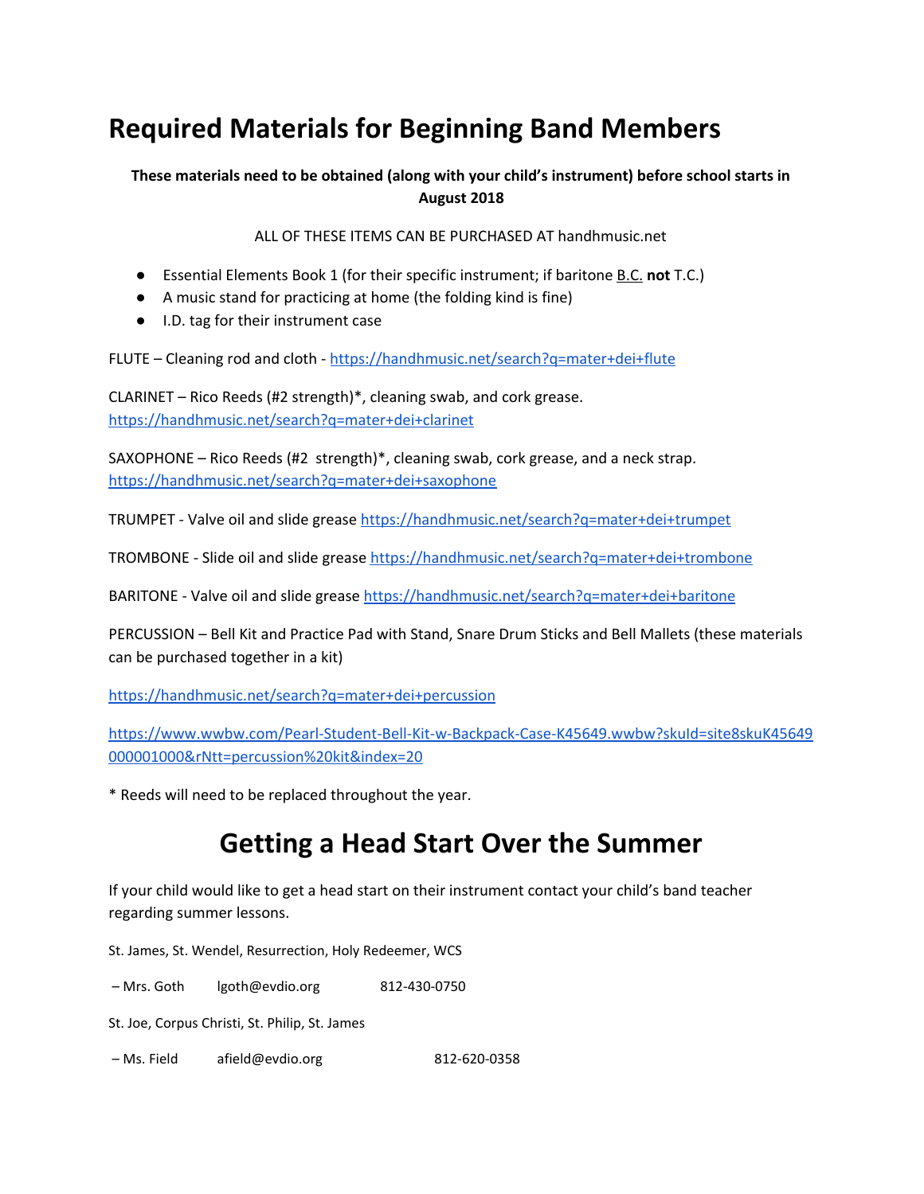# Required Materials for Beginning Band Members

**These materials need to be obtained (along with your child's instrument) before school starts in August 2018**

ALL OF THESE ITEMS CAN BE PURCHASED AT handhmusic.net

- Essential Elements Book 1 (for their specific instrument; if baritone B.C. **not** T.C.)
- A music stand for practicing at home (the folding kind is fine)
- I.D. tag for their instrument case

FLUTE – Cleaning rod and cloth - https://handhmusic.net/search?q=mater+dei+flute

CLARINET – Rico Reeds (#2 strength)*, cleaning swab, and cork grease.
https://handhmusic.net/search?q=mater+dei+clarinet

SAXOPHONE – Rico Reeds (#2 strength)*, cleaning swab, cork grease, and a neck strap.
https://handhmusic.net/search?q=mater+dei+saxophone

TRUMPET - Valve oil and slide grease https://handhmusic.net/search?q=mater+dei+trumpet

TROMBONE - Slide oil and slide grease https://handhmusic.net/search?q=mater+dei+trombone

BARITONE - Valve oil and slide grease https://handhmusic.net/search?q=mater+dei+baritone

PERCUSSION – Bell Kit and Practice Pad with Stand, Snare Drum Sticks and Bell Mallets (these materials can be purchased together in a kit)

https://handhmusic.net/search?q=mater+dei+percussion

https://www.wwbw.com/Pearl-Student-Bell-Kit-w-Backpack-Case-K45649.wwbw?skuId=site8skuK45649000001000&rNtt=percussion%20kit&index=20

* Reeds will need to be replaced throughout the year.

# Getting a Head Start Over the Summer

If your child would like to get a head start on their instrument contact your child's band teacher regarding summer lessons.

St. James, St. Wendel, Resurrection, Holy Redeemer, WCS

– Mrs. Goth lgoth@evdio.org 812-430-0750

St. Joe, Corpus Christi, St. Philip, St. James

– Ms. Field afield@evdio.org 812-620-0358